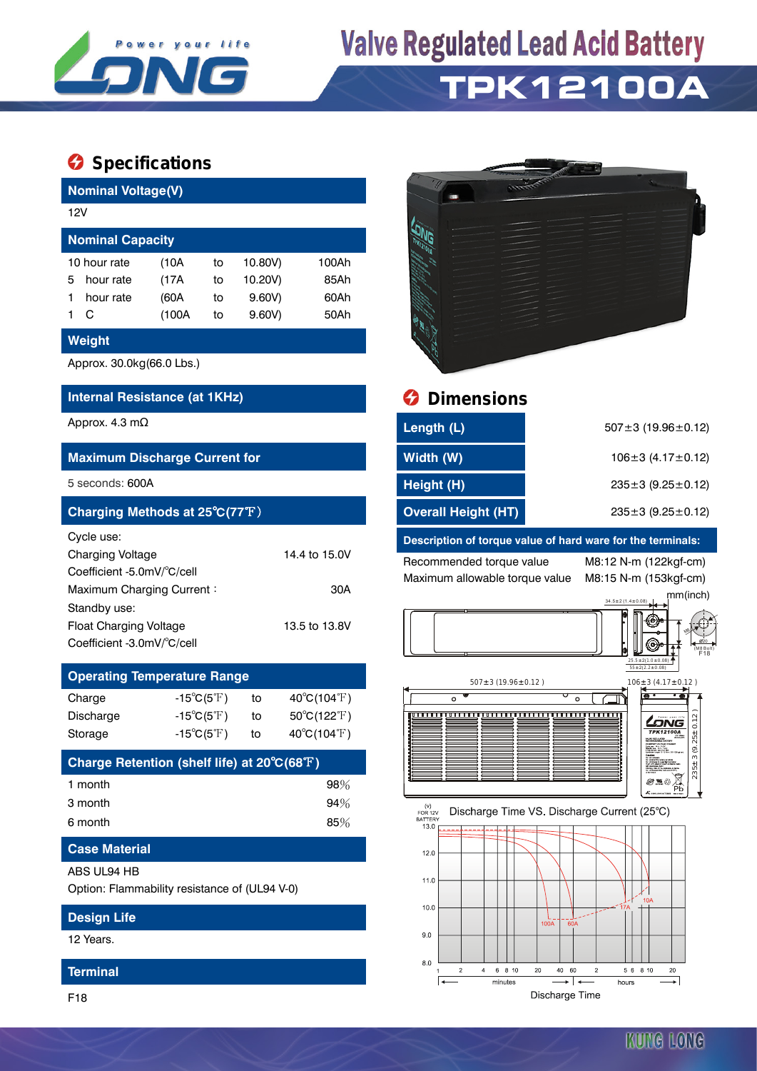# Valve Regulated Lead Acid Battery

# TPK12100A

## Specifications

### Nominal Voltage(V)

12V

### Nominal Capacity

| | | | | |
|---|---|---|---|---|
| 10 hour rate | (10A | to | 10.80V) | 100Ah |
| 5 hour rate | (17A | to | 10.20V) | 85Ah |
| 1 hour rate | (60A | to | 9.60V) | 60Ah |
| 1 C | (100A | to | 9.60V) | 50Ah |

### Weight

Approx. 30.0kg(66.0 Lbs.)

### Internal Resistance (at 1KHz)

Approx. 4.3 mΩ

### Maximum Discharge Current for

5 seconds: 600A

### Charging Methods at 25℃(77℉)

Cycle use:

| | |
|---|---|
| Charging Voltage | 14.4 to 15.0V |
| Coefficient -5.0mV/℃/cell | |
| Maximum Charging Current : | 30A |

Standby use:

| | |
|---|---|
| Float Charging Voltage | 13.5 to 13.8V |
| Coefficient -3.0mV/℃/cell | |

### Operating Temperature Range

| | | | |
|---|---|---|---|
| Charge | -15℃(5℉) | to | 40℃(104℉) |
| Discharge | -15℃(5℉) | to | 50℃(122℉) |
| Storage | -15℃(5℉) | to | 40℃(104℉) |

### Charge Retention (shelf life) at 20℃(68℉)

| | |
|---|---|
| 1 month | 98% |
| 3 month | 94% |
| 6 month | 85% |

### Case Material

ABS UL94 HB

Option: Flammability resistance of (UL94 V-0)

### Design Life

12 Years.

### Terminal

F18

## Dimensions

| | |
|---|---|
| Length (L) | 507±3 (19.96±0.12) |
| Width (W) | 106±3 (4.17±0.12) |
| Height (H) | 235±3 (9.25±0.12) |
| Overall Height (HT) | 235±3 (9.25±0.12) |

### Description of torque value of hard ware for the terminals:

| | |
|---|---|
| Recommended torque value | M8:12 N-m (122kgf-cm) |
| Maximum allowable torque value | M8:15 N-m (153kgf-cm) |

mm(inch)

Discharge Time VS. Discharge Current (25℃)

Discharge Time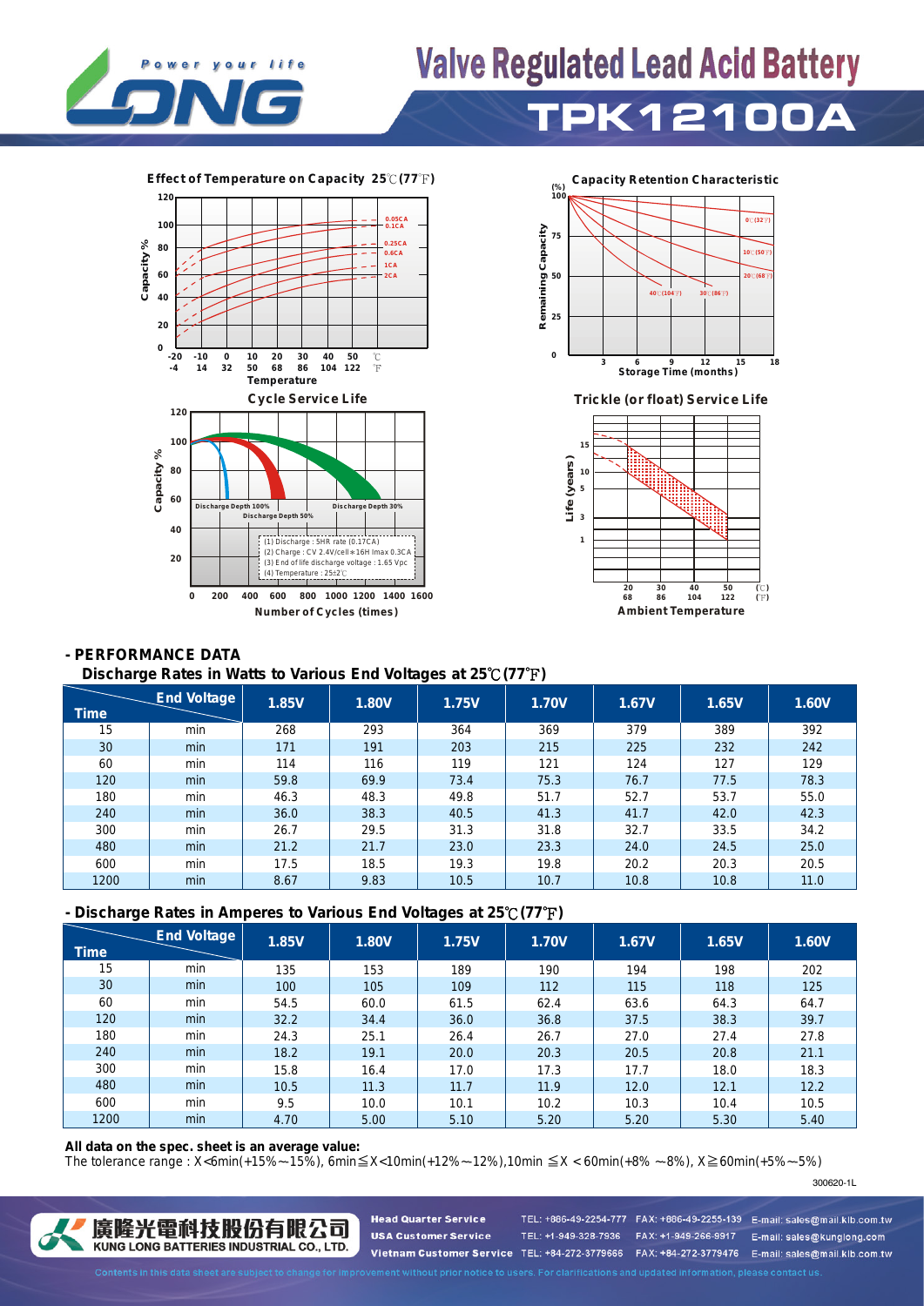# Valve Regulated Lead Acid Battery

## TPK12100A

**Effect of Temperature on Capacity 25℃(77℉)**

Capacity %

120
100
80
60
40
20
0

0.05CA
0.1CA
0.25CA
0.6CA
1CA
2CA

-20 -10 0 10 20 30 40 50 ℃
-4 14 32 50 68 86 104 122 ℉

Temperature

**Capacity Retention Characteristic**

(%)
100
75
50
25
0

Remaining Capacity

0℃(32℉)
10℃(50℉)
20℃(68℉)
30℃(86℉)
40℃(104℉)

3 6 9 12 15 18

Storage Time (months)

**Cycle Service Life**

Capacity %

120
100
80
60
40
20

Discharge Depth 100%
Discharge Depth 50%
Discharge Depth 30%

(1) Discharge : 5HR rate (0.17CA)
(2) Charge : CV 2.4V/cell+16H Imax 0.3CA
(3) End of life discharge voltage : 1.65 Vpc
(4) Temperature : 25±2℃

0 200 400 600 800 1000 1200 1400 1600

Number of Cycles (times)

**Trickle (or float) Service Life**

Life (years)

15
10
5
3
1

20 30 40 50 (℃)
68 86 104 122 (℉)

Ambient Temperature

## - PERFORMANCE DATA

**Discharge Rates in Watts to Various End Voltages at 25℃(77℉)**

| Time | | 1.85V | 1.80V | 1.75V | 1.70V | 1.67V | 1.65V | 1.60V |
|---|---|---|---|---|---|---|---|---|
| 15 | min | 268 | 293 | 364 | 369 | 379 | 389 | 392 |
| 30 | min | 171 | 191 | 203 | 215 | 225 | 232 | 242 |
| 60 | min | 114 | 116 | 119 | 121 | 124 | 127 | 129 |
| 120 | min | 59.8 | 69.9 | 73.4 | 75.3 | 76.7 | 77.5 | 78.3 |
| 180 | min | 46.3 | 48.3 | 49.8 | 51.7 | 52.7 | 53.7 | 55.0 |
| 240 | min | 36.0 | 38.3 | 40.5 | 41.3 | 41.7 | 42.0 | 42.3 |
| 300 | min | 26.7 | 29.5 | 31.3 | 31.8 | 32.7 | 33.5 | 34.2 |
| 480 | min | 21.2 | 21.7 | 23.0 | 23.3 | 24.0 | 24.5 | 25.0 |
| 600 | min | 17.5 | 18.5 | 19.3 | 19.8 | 20.2 | 20.3 | 20.5 |
| 1200 | min | 8.67 | 9.83 | 10.5 | 10.7 | 10.8 | 10.8 | 11.0 |

**- Discharge Rates in Amperes to Various End Voltages at 25℃(77℉)**

| Time | | 1.85V | 1.80V | 1.75V | 1.70V | 1.67V | 1.65V | 1.60V |
|---|---|---|---|---|---|---|---|---|
| 15 | min | 135 | 153 | 189 | 190 | 194 | 198 | 202 |
| 30 | min | 100 | 105 | 109 | 112 | 115 | 118 | 125 |
| 60 | min | 54.5 | 60.0 | 61.5 | 62.4 | 63.6 | 64.3 | 64.7 |
| 120 | min | 32.2 | 34.4 | 36.0 | 36.8 | 37.5 | 38.3 | 39.7 |
| 180 | min | 24.3 | 25.1 | 26.4 | 26.7 | 27.0 | 27.4 | 27.8 |
| 240 | min | 18.2 | 19.1 | 20.0 | 20.3 | 20.5 | 20.8 | 21.1 |
| 300 | min | 15.8 | 16.4 | 17.0 | 17.3 | 17.7 | 18.0 | 18.3 |
| 480 | min | 10.5 | 11.3 | 11.7 | 11.9 | 12.0 | 12.1 | 12.2 |
| 600 | min | 9.5 | 10.0 | 10.1 | 10.2 | 10.3 | 10.4 | 10.5 |
| 1200 | min | 4.70 | 5.00 | 5.10 | 5.20 | 5.20 | 5.30 | 5.40 |

**All data on the spec. sheet is an average value:**

The tolerance range : X<6min(+15%~-15%), 6min≦X<10min(+12%~-12%),10min ≦X < 60min(+8% ~-8%), X≧60min(+5%~-5%)

300620-1L

廣隆光電科技股份有限公司
KUNG LONG BATTERIES INDUSTRIAL CO., LTD.

| | | | |
|---|---|---|---|
| Head Quarter Service | TEL: +886-49-2254-777 | FAX: +886-49-2255-139 | E-mail: sales@mail.klb.com.tw |
| USA Customer Service | TEL: +1-949-328-7936 | FAX: +1-949-266-9917 | E-mail: sales@kunglong.com |
| Vietnam Customer Service | TEL: +84-272-3779666 | FAX: +84-272-3779476 | E-mail: sales@mail.klb.com.tw |

Contents in this data sheet are subject to change for improvement without prior notice to users. For clarifications and updated information, please contact us.